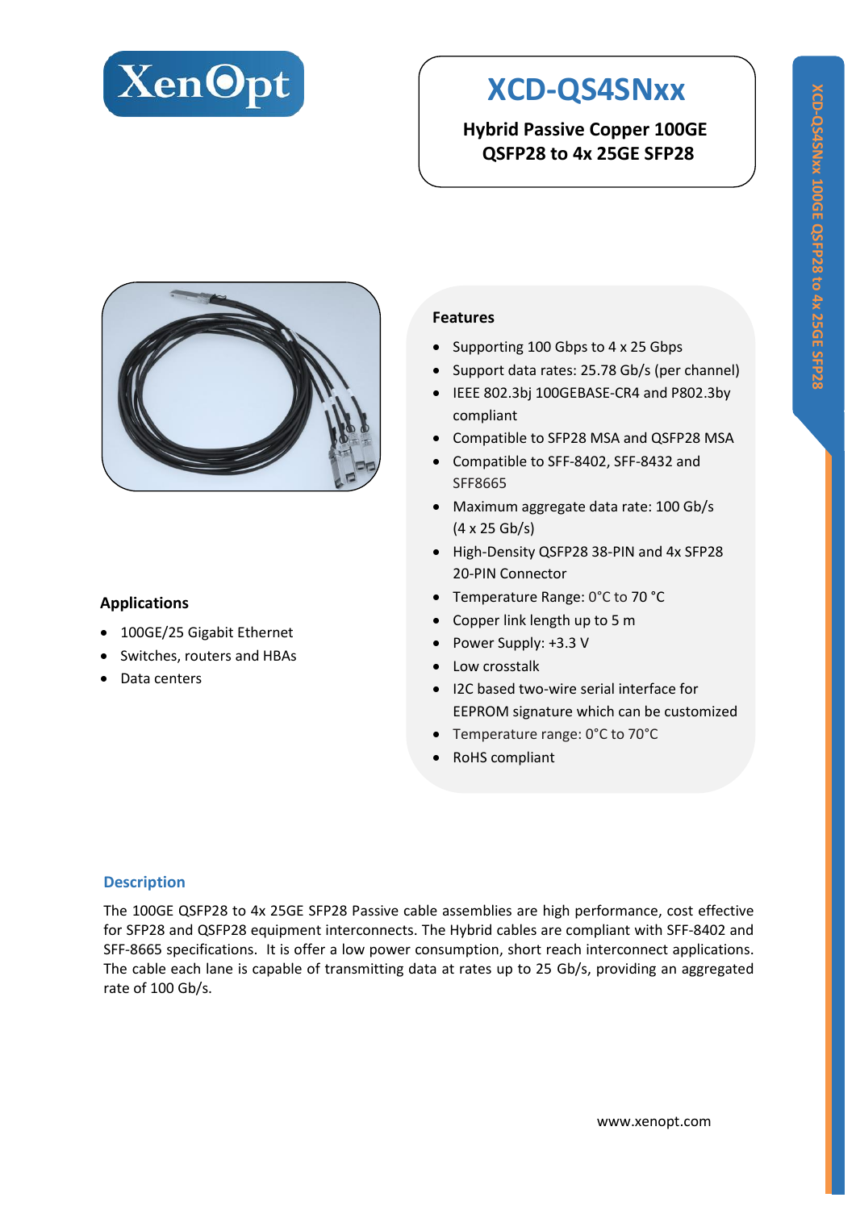# XCD-QS4SNxx

**Hybrid Passive Copper 100GE QSFP28 to 4x 25GE SFP28**

## Features

- Supporting 100 Gbps to 4 x 25 Gbps
- Support data rates: 25.78 Gb/s (per channel)
- IEEE 802.3bj 100GEBASE-CR4 and P802.3by compliant
- Compatible to SFP28 MSA and QSFP28 MSA
- Compatible to SFF-8402, SFF-8432 and SFF8665
- Maximum aggregate data rate: 100 Gb/s (4 x 25 Gb/s)
- High-Density QSFP28 38-PIN and 4x SFP28 20-PIN Connector
- Temperature Range: 0°C to 70 °C
- Copper link length up to 5 m
- Power Supply: +3.3 V
- Low crosstalk
- I2C based two-wire serial interface for EEPROM signature which can be customized
- Temperature range: 0°C to 70°C
- RoHS compliant

## Applications

- 100GE/25 Gigabit Ethernet
- Switches, routers and HBAs
- Data centers

## Description

The 100GE QSFP28 to 4x 25GE SFP28 Passive cable assemblies are high performance, cost effective for SFP28 and QSFP28 equipment interconnects. The Hybrid cables are compliant with SFF-8402 and SFF-8665 specifications. It is offer a low power consumption, short reach interconnect applications. The cable each lane is capable of transmitting data at rates up to 25 Gb/s, providing an aggregated rate of 100 Gb/s.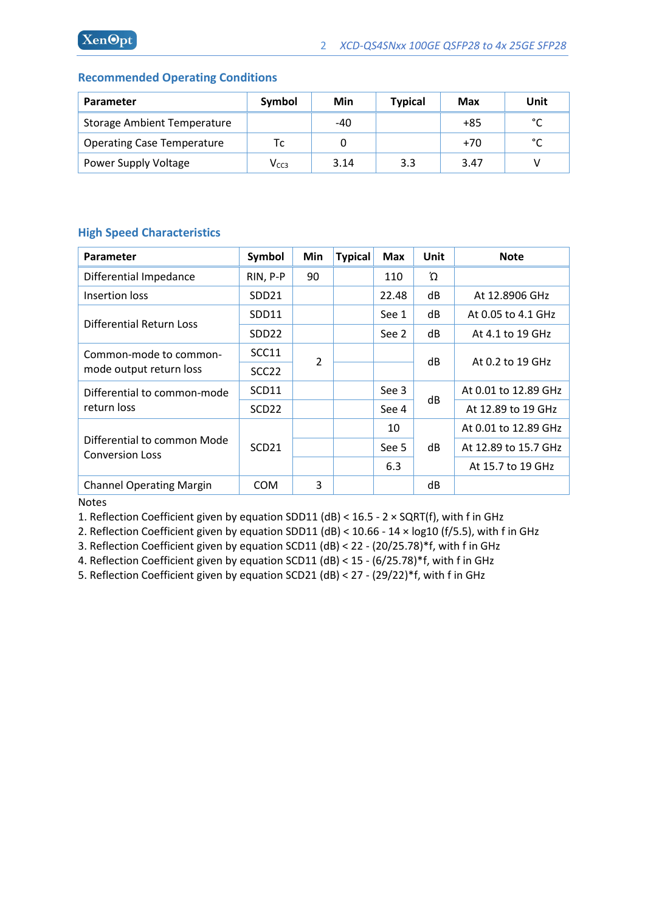## Recommended Operating Conditions

| Parameter | Symbol | Min | Typical | Max | Unit |
|---|---|---|---|---|---|
| Storage Ambient Temperature | | -40 | | +85 | °C |
| Operating Case Temperature | Tc | 0 | | +70 | °C |
| Power Supply Voltage | $V_{CC3}$ | 3.14 | 3.3 | 3.47 | V |

## High Speed Characteristics

| Parameter | Symbol | Min | Typical | Max | Unit | Note |
|---|---|---|---|---|---|---|
| Differential Impedance | RIN, P-P | 90 | | 110 | Ω | |
| Insertion loss | SDD21 | | | 22.48 | dB | At 12.8906 GHz |
| Differential Return Loss | SDD11 | | | See 1 | dB | At 0.05 to 4.1 GHz |
| | SDD22 | | | See 2 | dB | At 4.1 to 19 GHz |
| Common-mode to common-mode output return loss | SCC11 | 2 | | | dB | At 0.2 to 19 GHz |
| | SCC22 | | | | | |
| Differential to common-mode return loss | SCD11 | | | See 3 | dB | At 0.01 to 12.89 GHz |
| | SCD22 | | | See 4 | | At 12.89 to 19 GHz |
| Differential to common Mode Conversion Loss | SCD21 | | | 10 | dB | At 0.01 to 12.89 GHz |
| | | | | See 5 | | At 12.89 to 15.7 GHz |
| | | | | 6.3 | | At 15.7 to 19 GHz |
| Channel Operating Margin | COM | 3 | | | dB | |

Notes

1. Reflection Coefficient given by equation SDD11 (dB) < 16.5 - 2 × SQRT(f), with f in GHz
2. Reflection Coefficient given by equation SDD11 (dB) < 10.66 - 14 × log10 (f/5.5), with f in GHz
3. Reflection Coefficient given by equation SCD11 (dB) < 22 - (20/25.78)*f, with f in GHz
4. Reflection Coefficient given by equation SCD11 (dB) < 15 - (6/25.78)*f, with f in GHz
5. Reflection Coefficient given by equation SCD21 (dB) < 27 - (29/22)*f, with f in GHz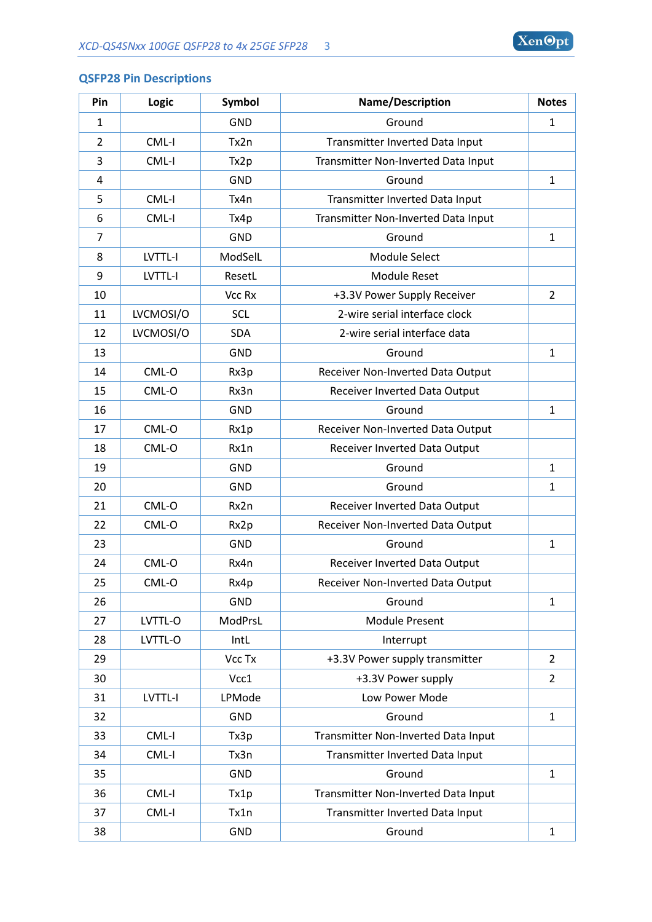### QSFP28 Pin Descriptions

| Pin | Logic | Symbol | Name/Description | Notes |
|---|---|---|---|---|
| 1 | | GND | Ground | 1 |
| 2 | CML-I | Tx2n | Transmitter Inverted Data Input | |
| 3 | CML-I | Tx2p | Transmitter Non-Inverted Data Input | |
| 4 | | GND | Ground | 1 |
| 5 | CML-I | Tx4n | Transmitter Inverted Data Input | |
| 6 | CML-I | Tx4p | Transmitter Non-Inverted Data Input | |
| 7 | | GND | Ground | 1 |
| 8 | LVTTL-I | ModSelL | Module Select | |
| 9 | LVTTL-I | ResetL | Module Reset | |
| 10 | | Vcc Rx | +3.3V Power Supply Receiver | 2 |
| 11 | LVCMOSI/O | SCL | 2-wire serial interface clock | |
| 12 | LVCMOSI/O | SDA | 2-wire serial interface data | |
| 13 | | GND | Ground | 1 |
| 14 | CML-O | Rx3p | Receiver Non-Inverted Data Output | |
| 15 | CML-O | Rx3n | Receiver Inverted Data Output | |
| 16 | | GND | Ground | 1 |
| 17 | CML-O | Rx1p | Receiver Non-Inverted Data Output | |
| 18 | CML-O | Rx1n | Receiver Inverted Data Output | |
| 19 | | GND | Ground | 1 |
| 20 | | GND | Ground | 1 |
| 21 | CML-O | Rx2n | Receiver Inverted Data Output | |
| 22 | CML-O | Rx2p | Receiver Non-Inverted Data Output | |
| 23 | | GND | Ground | 1 |
| 24 | CML-O | Rx4n | Receiver Inverted Data Output | |
| 25 | CML-O | Rx4p | Receiver Non-Inverted Data Output | |
| 26 | | GND | Ground | 1 |
| 27 | LVTTL-O | ModPrsL | Module Present | |
| 28 | LVTTL-O | IntL | Interrupt | |
| 29 | | Vcc Tx | +3.3V Power supply transmitter | 2 |
| 30 | | Vcc1 | +3.3V Power supply | 2 |
| 31 | LVTTL-I | LPMode | Low Power Mode | |
| 32 | | GND | Ground | 1 |
| 33 | CML-I | Tx3p | Transmitter Non-Inverted Data Input | |
| 34 | CML-I | Tx3n | Transmitter Inverted Data Input | |
| 35 | | GND | Ground | 1 |
| 36 | CML-I | Tx1p | Transmitter Non-Inverted Data Input | |
| 37 | CML-I | Tx1n | Transmitter Inverted Data Input | |
| 38 | | GND | Ground | 1 |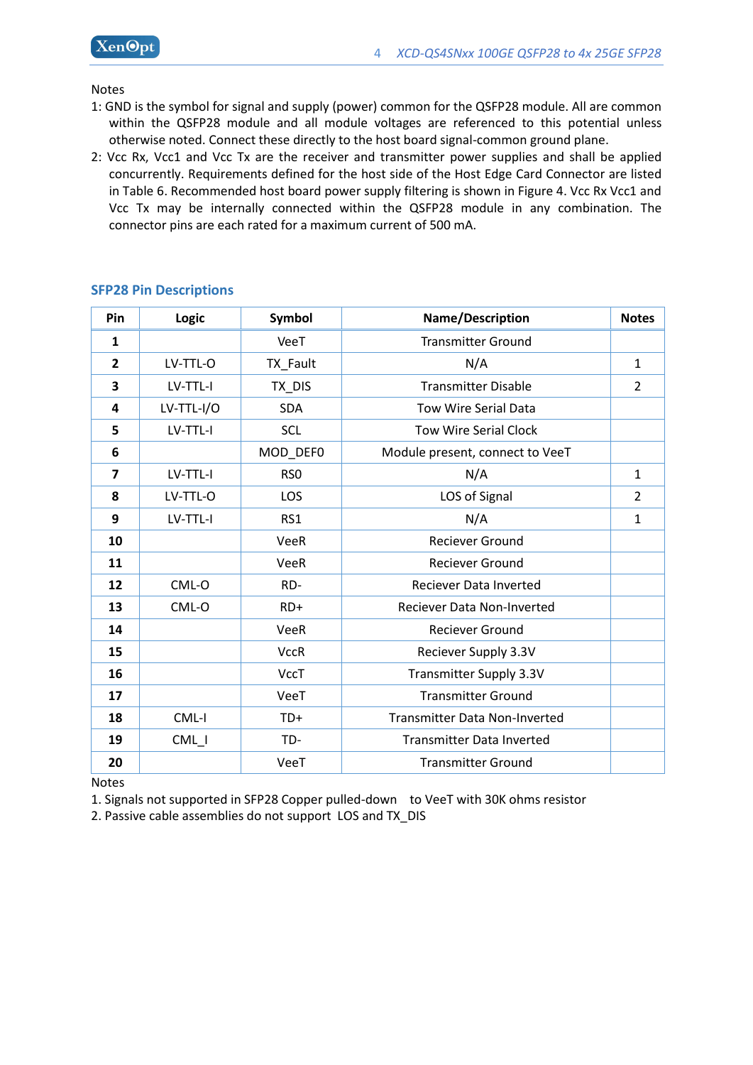Notes

1: GND is the symbol for signal and supply (power) common for the QSFP28 module. All are common within the QSFP28 module and all module voltages are referenced to this potential unless otherwise noted. Connect these directly to the host board signal-common ground plane.

2: Vcc Rx, Vcc1 and Vcc Tx are the receiver and transmitter power supplies and shall be applied concurrently. Requirements defined for the host side of the Host Edge Card Connector are listed in Table 6. Recommended host board power supply filtering is shown in Figure 4. Vcc Rx Vcc1 and Vcc Tx may be internally connected within the QSFP28 module in any combination. The connector pins are each rated for a maximum current of 500 mA.

## SFP28 Pin Descriptions

| Pin | Logic | Symbol | Name/Description | Notes |
|---|---|---|---|---|
| 1 | | VeeT | Transmitter Ground | |
| 2 | LV-TTL-O | TX_Fault | N/A | 1 |
| 3 | LV-TTL-I | TX_DIS | Transmitter Disable | 2 |
| 4 | LV-TTL-I/O | SDA | Tow Wire Serial Data | |
| 5 | LV-TTL-I | SCL | Tow Wire Serial Clock | |
| 6 | | MOD_DEF0 | Module present, connect to VeeT | |
| 7 | LV-TTL-I | RS0 | N/A | 1 |
| 8 | LV-TTL-O | LOS | LOS of Signal | 2 |
| 9 | LV-TTL-I | RS1 | N/A | 1 |
| 10 | | VeeR | Reciever Ground | |
| 11 | | VeeR | Reciever Ground | |
| 12 | CML-O | RD- | Reciever Data Inverted | |
| 13 | CML-O | RD+ | Reciever Data Non-Inverted | |
| 14 | | VeeR | Reciever Ground | |
| 15 | | VccR | Reciever Supply 3.3V | |
| 16 | | VccT | Transmitter Supply 3.3V | |
| 17 | | VeeT | Transmitter Ground | |
| 18 | CML-I | TD+ | Transmitter Data Non-Inverted | |
| 19 | CML_I | TD- | Transmitter Data Inverted | |
| 20 | | VeeT | Transmitter Ground | |

Notes

1. Signals not supported in SFP28 Copper pulled-down to VeeT with 30K ohms resistor
2. Passive cable assemblies do not support LOS and TX_DIS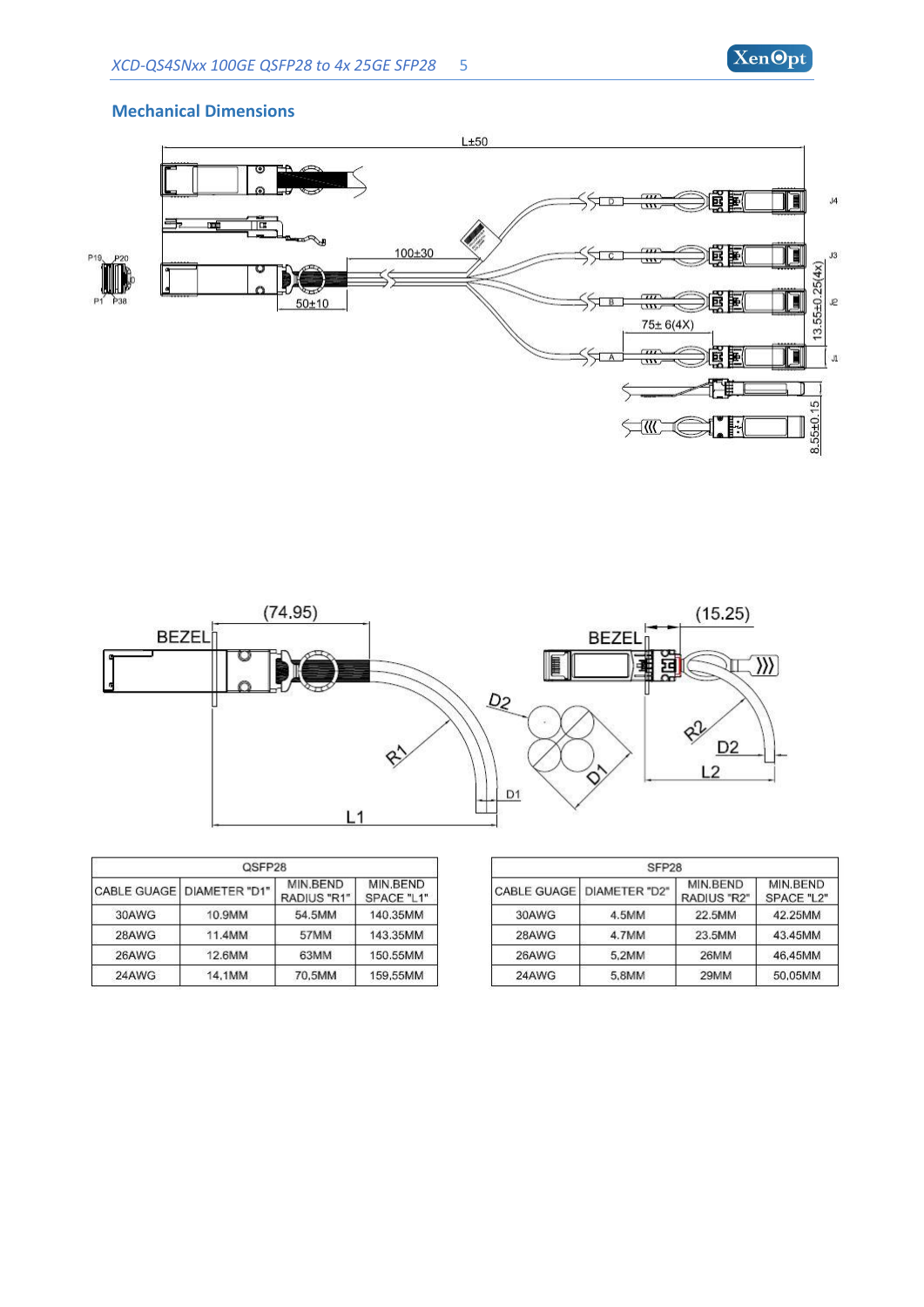## Mechanical Dimensions

| QSFP28 | | | |
|---|---|---|---|
| CABLE GUAGE | DIAMETER "D1" | MIN.BEND RADIUS "R1" | MIN.BEND SPACE "L1" |
| 30AWG | 10.9MM | 54.5MM | 140.35MM |
| 28AWG | 11.4MM | 57MM | 143.35MM |
| 26AWG | 12.6MM | 63MM | 150.55MM |
| 24AWG | 14,1MM | 70,5MM | 159,55MM |

| SFP28 | | | |
|---|---|---|---|
| CABLE GUAGE | DIAMETER "D2" | MIN.BEND RADIUS "R2" | MIN.BEND SPACE "L2" |
| 30AWG | 4.5MM | 22.5MM | 42.25MM |
| 28AWG | 4.7MM | 23.5MM | 43.45MM |
| 26AWG | 5,2MM | 26MM | 46,45MM |
| 24AWG | 5,8MM | 29MM | 50,05MM |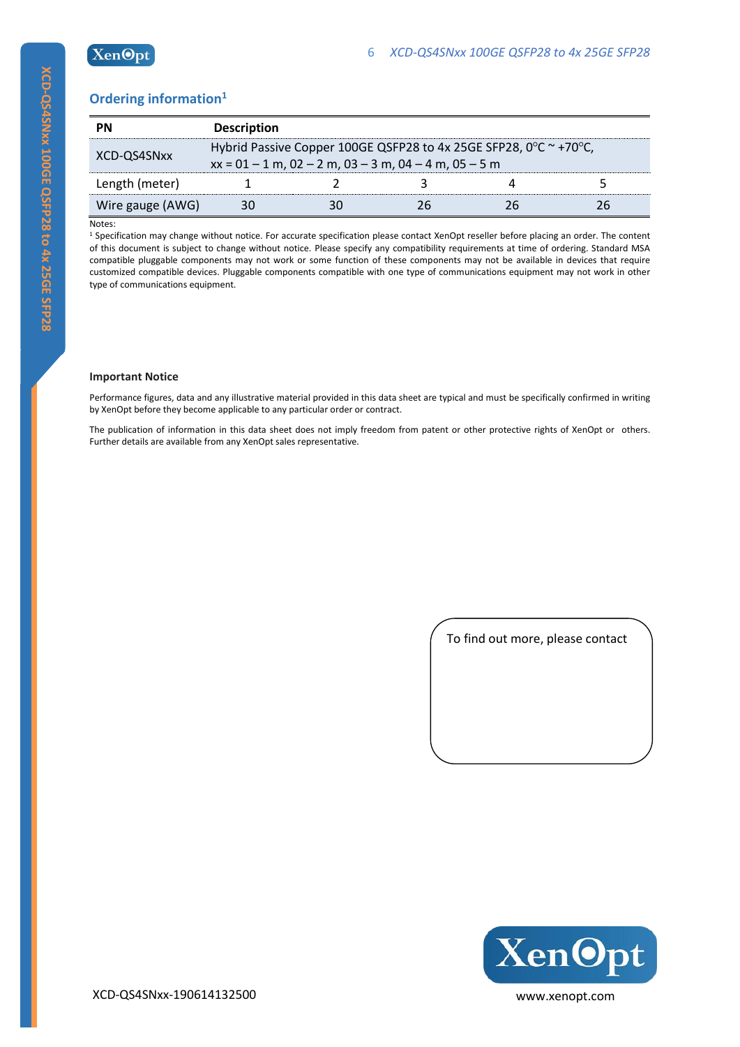## Ordering information[1]

| PN | Description | | | | |
|---|---|---|---|---|---|
| XCD-QS4SNxx | Hybrid Passive Copper 100GE QSFP28 to 4x 25GE SFP28, 0°C ~ +70°C, xx = 01 – 1 m, 02 – 2 m, 03 – 3 m, 04 – 4 m, 05 – 5 m | | | | |
| Length (meter) | 1 | 2 | 3 | 4 | 5 |
| Wire gauge (AWG) | 30 | 30 | 26 | 26 | 26 |

Notes:

[1] Specification may change without notice. For accurate specification please contact XenOpt reseller before placing an order. The content of this document is subject to change without notice. Please specify any compatibility requirements at time of ordering. Standard MSA compatible pluggable components may not work or some function of these components may not be available in devices that require customized compatible devices. Pluggable components compatible with one type of communications equipment may not work in other type of communications equipment.

**Important Notice**

Performance figures, data and any illustrative material provided in this data sheet are typical and must be specifically confirmed in writing by XenOpt before they become applicable to any particular order or contract.

The publication of information in this data sheet does not imply freedom from patent or other protective rights of XenOpt or others. Further details are available from any XenOpt sales representative.

To find out more, please contact

XCD-QS4SNxx-190614132500

www.xenopt.com